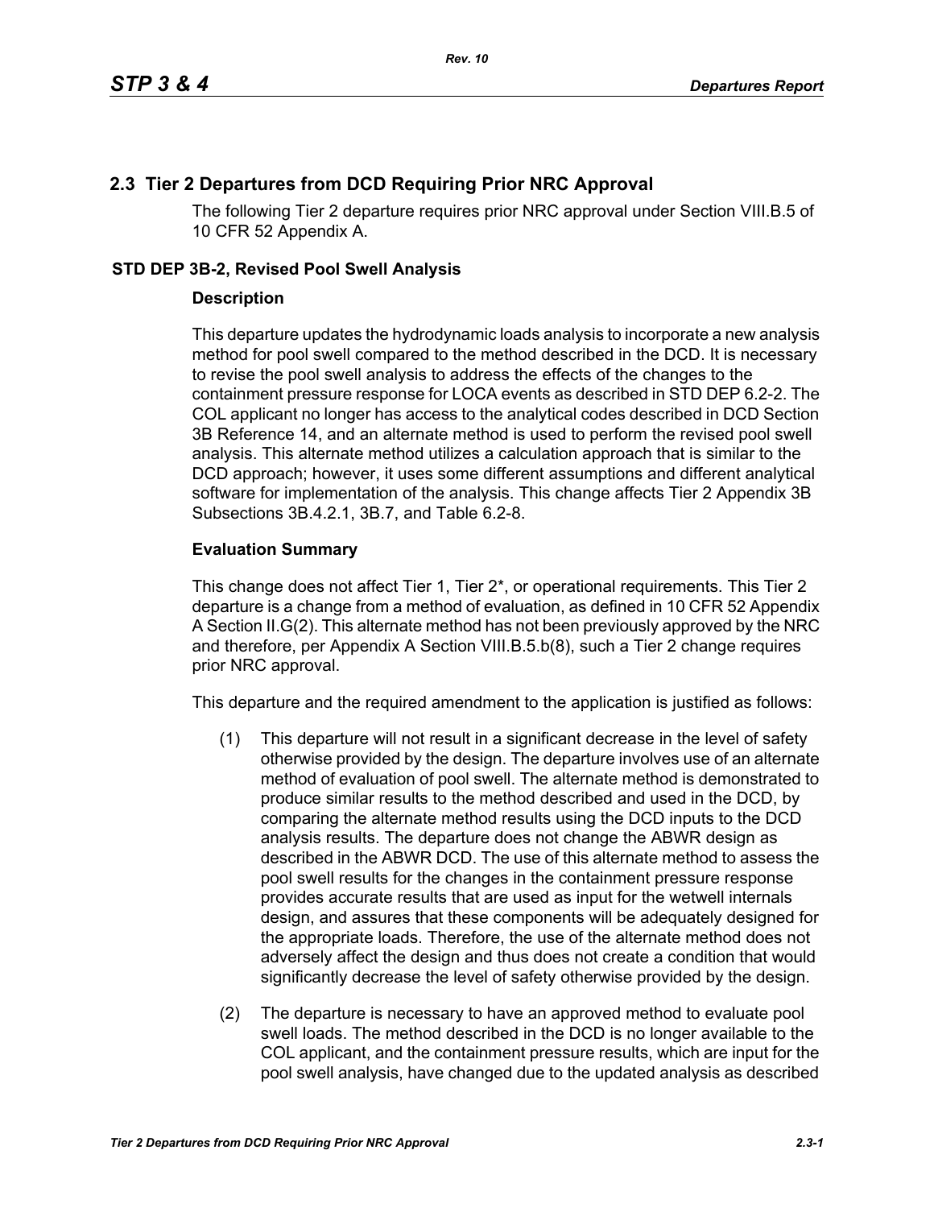## 2.3 Tier 2 Departures from DCD Requiring Prior NRC Approval

The following Tier 2 departure requires prior NRC approval under Section VIII.B.5 of 10 CFR 52 Appendix A.

### STD DEP 3B-2, Revised Pool Swell Analysis

**Description**

This departure updates the hydrodynamic loads analysis to incorporate a new analysis method for pool swell compared to the method described in the DCD. It is necessary to revise the pool swell analysis to address the effects of the changes to the containment pressure response for LOCA events as described in STD DEP 6.2-2. The COL applicant no longer has access to the analytical codes described in DCD Section 3B Reference 14, and an alternate method is used to perform the revised pool swell analysis. This alternate method utilizes a calculation approach that is similar to the DCD approach; however, it uses some different assumptions and different analytical software for implementation of the analysis. This change affects Tier 2 Appendix 3B Subsections 3B.4.2.1, 3B.7, and Table 6.2-8.

**Evaluation Summary**

This change does not affect Tier 1, Tier 2*, or operational requirements. This Tier 2 departure is a change from a method of evaluation, as defined in 10 CFR 52 Appendix A Section II.G(2). This alternate method has not been previously approved by the NRC and therefore, per Appendix A Section VIII.B.5.b(8), such a Tier 2 change requires prior NRC approval.

This departure and the required amendment to the application is justified as follows:

(1) This departure will not result in a significant decrease in the level of safety otherwise provided by the design. The departure involves use of an alternate method of evaluation of pool swell. The alternate method is demonstrated to produce similar results to the method described and used in the DCD, by comparing the alternate method results using the DCD inputs to the DCD analysis results. The departure does not change the ABWR design as described in the ABWR DCD. The use of this alternate method to assess the pool swell results for the changes in the containment pressure response provides accurate results that are used as input for the wetwell internals design, and assures that these components will be adequately designed for the appropriate loads. Therefore, the use of the alternate method does not adversely affect the design and thus does not create a condition that would significantly decrease the level of safety otherwise provided by the design.

(2) The departure is necessary to have an approved method to evaluate pool swell loads. The method described in the DCD is no longer available to the COL applicant, and the containment pressure results, which are input for the pool swell analysis, have changed due to the updated analysis as described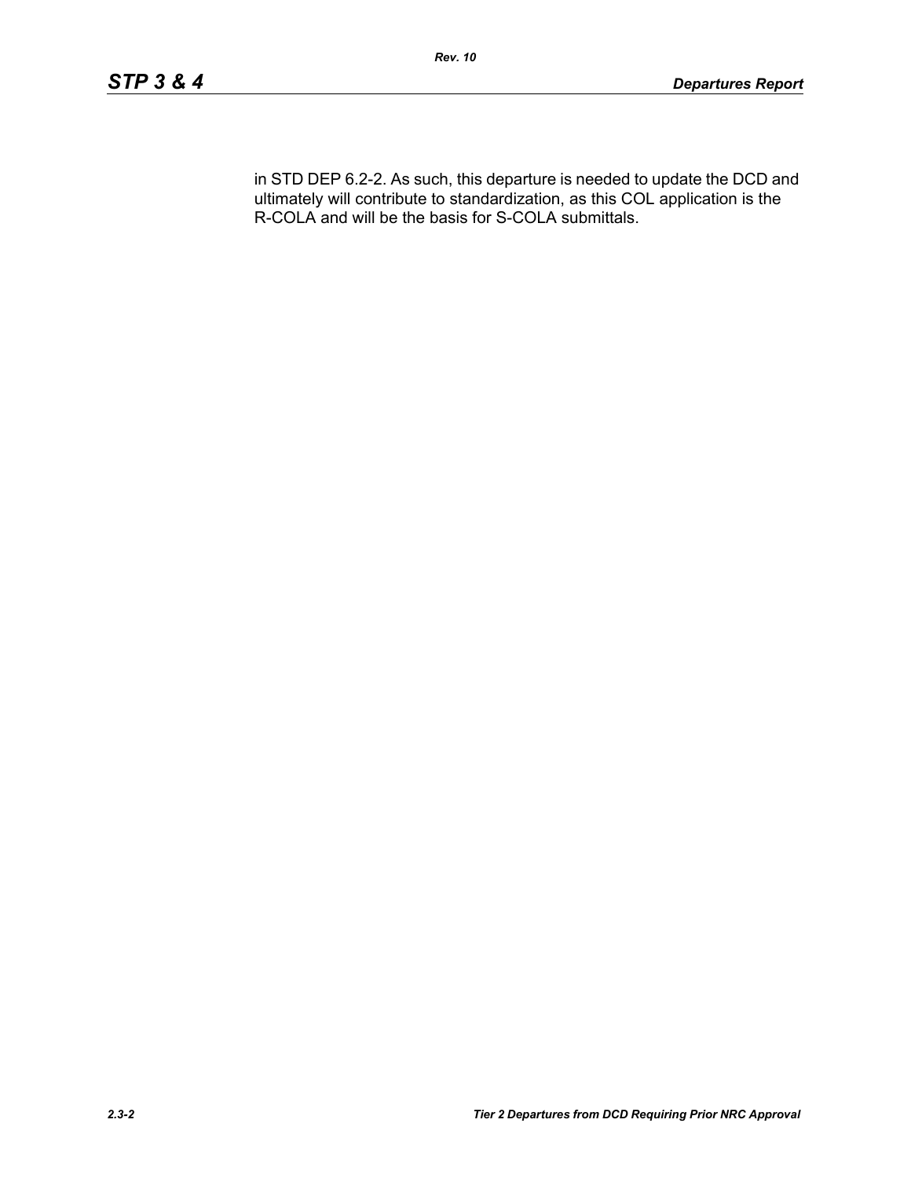in STD DEP 6.2-2. As such, this departure is needed to update the DCD and ultimately will contribute to standardization, as this COL application is the R-COLA and will be the basis for S-COLA submittals.